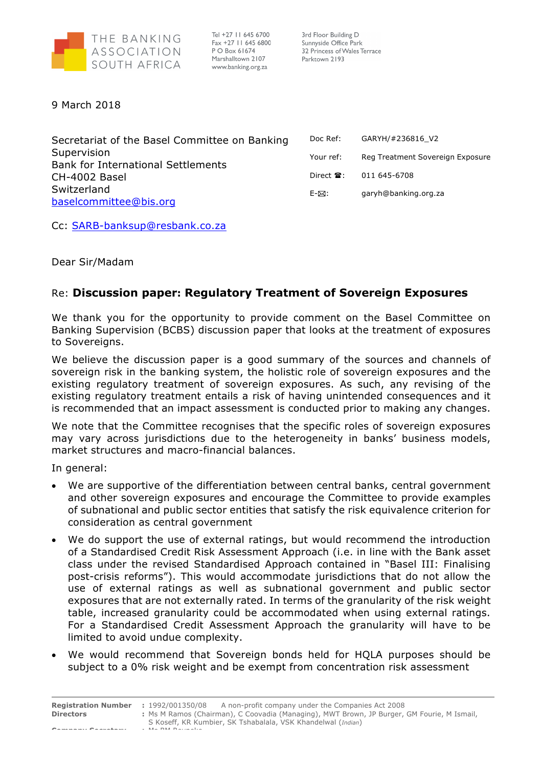THE BANKING ASSOCIATION SOUTH AFRICA

Tel +27 11 645 6700
Fax +27 11 645 6800
P O Box 61674
Marshalltown 2107
www.banking.org.za

3rd Floor Building D
Sunnyside Office Park
32 Princess of Wales Terrace
Parktown 2193

9 March 2018

Secretariat of the Basel Committee on Banking Supervision
Bank for International Settlements
CH-4002 Basel
Switzerland
baselcommittee@bis.org

| | |
|---|---|
| Doc Ref: | GARYH/#236816_V2 |
| Your ref: | Reg Treatment Sovereign Exposure |
| Direct ☎: | 011 645-6708 |
| E-✉: | garyh@banking.org.za |

Cc: SARB-banksup@resbank.co.za

Dear Sir/Madam

## Re: **Discussion paper: Regulatory Treatment of Sovereign Exposures**

We thank you for the opportunity to provide comment on the Basel Committee on Banking Supervision (BCBS) discussion paper that looks at the treatment of exposures to Sovereigns.

We believe the discussion paper is a good summary of the sources and channels of sovereign risk in the banking system, the holistic role of sovereign exposures and the existing regulatory treatment of sovereign exposures. As such, any revising of the existing regulatory treatment entails a risk of having unintended consequences and it is recommended that an impact assessment is conducted prior to making any changes.

We note that the Committee recognises that the specific roles of sovereign exposures may vary across jurisdictions due to the heterogeneity in banks' business models, market structures and macro-financial balances.

In general:

- We are supportive of the differentiation between central banks, central government and other sovereign exposures and encourage the Committee to provide examples of subnational and public sector entities that satisfy the risk equivalence criterion for consideration as central government
- We do support the use of external ratings, but would recommend the introduction of a Standardised Credit Risk Assessment Approach (i.e. in line with the Bank asset class under the revised Standardised Approach contained in "Basel III: Finalising post-crisis reforms"). This would accommodate jurisdictions that do not allow the use of external ratings as well as subnational government and public sector exposures that are not externally rated. In terms of the granularity of the risk weight table, increased granularity could be accommodated when using external ratings. For a Standardised Credit Assessment Approach the granularity will have to be limited to avoid undue complexity.
- We would recommend that Sovereign bonds held for HQLA purposes should be subject to a 0% risk weight and be exempt from concentration risk assessment

**Registration Number** : 1992/001350/08 A non-profit company under the Companies Act 2008
**Directors** : Ms M Ramos (Chairman), C Coovadia (Managing), MWT Brown, JP Burger, GM Fourie, M Ismail, S Koseff, KR Kumbier, SK Tshabalala, VSK Khandelwal (*Indian*)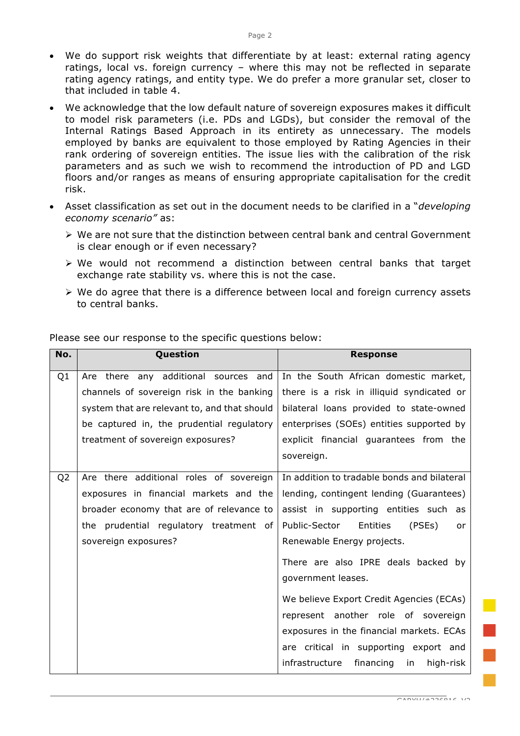- We do support risk weights that differentiate by at least: external rating agency ratings, local vs. foreign currency – where this may not be reflected in separate rating agency ratings, and entity type. We do prefer a more granular set, closer to that included in table 4.
- We acknowledge that the low default nature of sovereign exposures makes it difficult to model risk parameters (i.e. PDs and LGDs), but consider the removal of the Internal Ratings Based Approach in its entirety as unnecessary. The models employed by banks are equivalent to those employed by Rating Agencies in their rank ordering of sovereign entities. The issue lies with the calibration of the risk parameters and as such we wish to recommend the introduction of PD and LGD floors and/or ranges as means of ensuring appropriate capitalisation for the credit risk.
- Asset classification as set out in the document needs to be clarified in a "*developing economy scenario"* as:
  - We are not sure that the distinction between central bank and central Government is clear enough or if even necessary?
  - We would not recommend a distinction between central banks that target exchange rate stability vs. where this is not the case.
  - We do agree that there is a difference between local and foreign currency assets to central banks.

Please see our response to the specific questions below:

| No. | Question | Response |
|---|---|---|
| Q1 | Are there any additional sources and channels of sovereign risk in the banking system that are relevant to, and that should be captured in, the prudential regulatory treatment of sovereign exposures? | In the South African domestic market, there is a risk in illiquid syndicated or bilateral loans provided to state-owned enterprises (SOEs) entities supported by explicit financial guarantees from the sovereign. |
| Q2 | Are there additional roles of sovereign exposures in financial markets and the broader economy that are of relevance to the prudential regulatory treatment of sovereign exposures? | In addition to tradable bonds and bilateral lending, contingent lending (Guarantees) assist in supporting entities such as Public-Sector Entities (PSEs) or Renewable Energy projects.<br><br>There are also IPRE deals backed by government leases.<br><br>We believe Export Credit Agencies (ECAs) represent another role of sovereign exposures in the financial markets. ECAs are critical in supporting export and infrastructure financing in high-risk |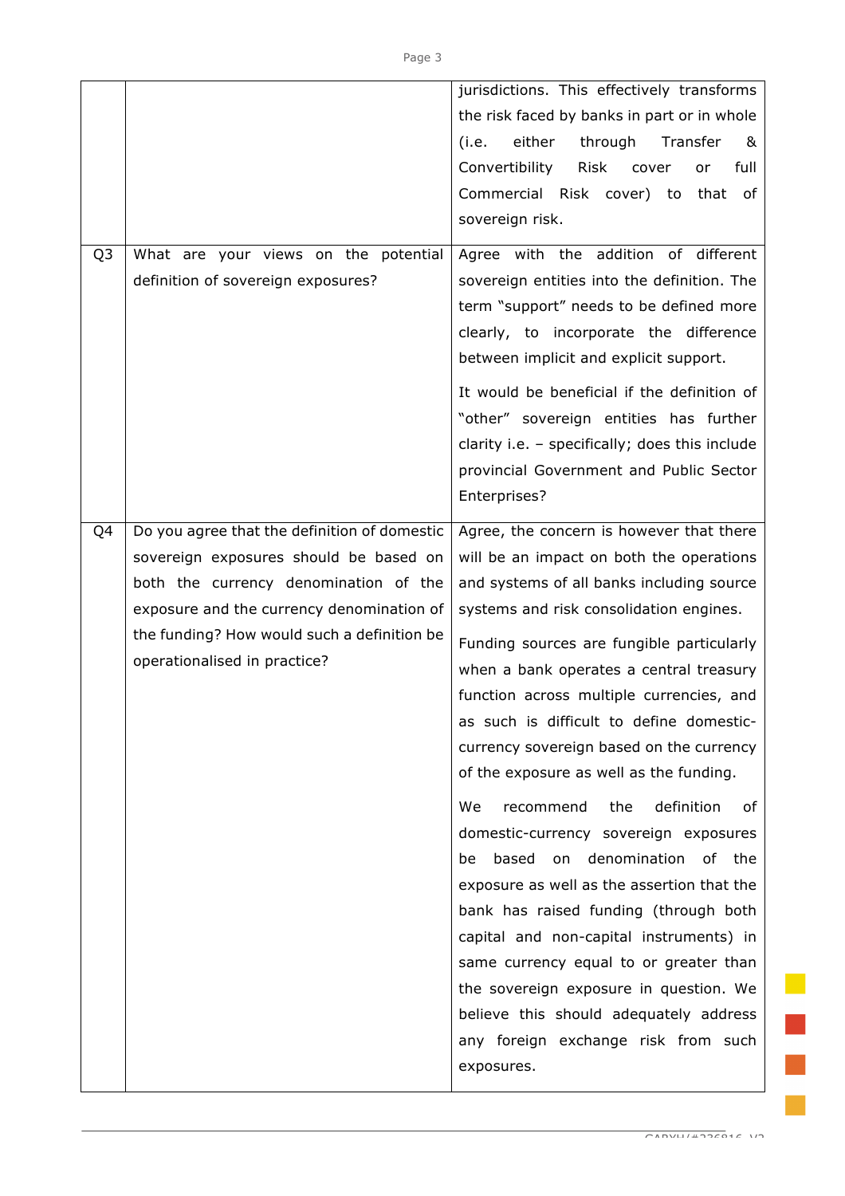| | | |
|---|---|---|
| | | jurisdictions. This effectively transforms the risk faced by banks in part or in whole (i.e. either through Transfer & Convertibility Risk cover or full Commercial Risk cover) to that of sovereign risk. |
| Q3 | What are your views on the potential definition of sovereign exposures? | Agree with the addition of different sovereign entities into the definition. The term "support" needs to be defined more clearly, to incorporate the difference between implicit and explicit support.<br><br>It would be beneficial if the definition of "other" sovereign entities has further clarity i.e. – specifically; does this include provincial Government and Public Sector Enterprises? |
| Q4 | Do you agree that the definition of domestic sovereign exposures should be based on both the currency denomination of the exposure and the currency denomination of the funding? How would such a definition be operationalised in practice? | Agree, the concern is however that there will be an impact on both the operations and systems of all banks including source systems and risk consolidation engines.<br><br>Funding sources are fungible particularly when a bank operates a central treasury function across multiple currencies, and as such is difficult to define domestic-currency sovereign based on the currency of the exposure as well as the funding.<br><br>We recommend the definition of domestic-currency sovereign exposures be based on denomination of the exposure as well as the assertion that the bank has raised funding (through both capital and non-capital instruments) in same currency equal to or greater than the sovereign exposure in question. We believe this should adequately address any foreign exchange risk from such exposures. |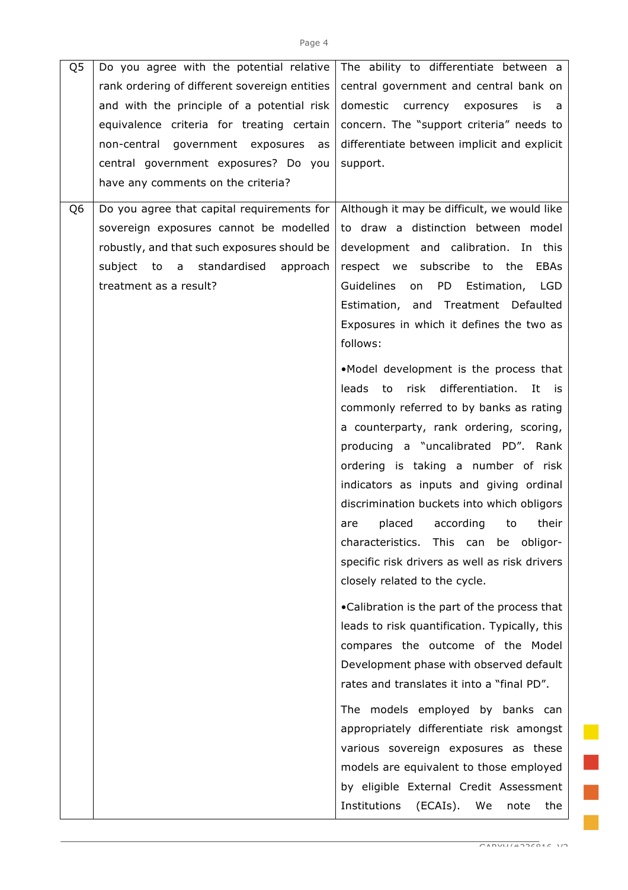| | | |
|---|---|---|
| Q5 | Do you agree with the potential relative rank ordering of different sovereign entities and with the principle of a potential risk equivalence criteria for treating certain non-central government exposures as central government exposures? Do you have any comments on the criteria? | The ability to differentiate between a central government and central bank on domestic currency exposures is a concern. The "support criteria" needs to differentiate between implicit and explicit support. |
| Q6 | Do you agree that capital requirements for sovereign exposures cannot be modelled robustly, and that such exposures should be subject to a standardised approach treatment as a result? | Although it may be difficult, we would like to draw a distinction between model development and calibration. In this respect we subscribe to the EBAs Guidelines on PD Estimation, LGD Estimation, and Treatment Defaulted Exposures in which it defines the two as follows:<br><br>•Model development is the process that leads to risk differentiation. It is commonly referred to by banks as rating a counterparty, rank ordering, scoring, producing a "uncalibrated PD". Rank ordering is taking a number of risk indicators as inputs and giving ordinal discrimination buckets into which obligors are placed according to their characteristics. This can be obligor-specific risk drivers as well as risk drivers closely related to the cycle.<br><br>•Calibration is the part of the process that leads to risk quantification. Typically, this compares the outcome of the Model Development phase with observed default rates and translates it into a "final PD".<br><br>The models employed by banks can appropriately differentiate risk amongst various sovereign exposures as these models are equivalent to those employed by eligible External Credit Assessment Institutions (ECAIs). We note the |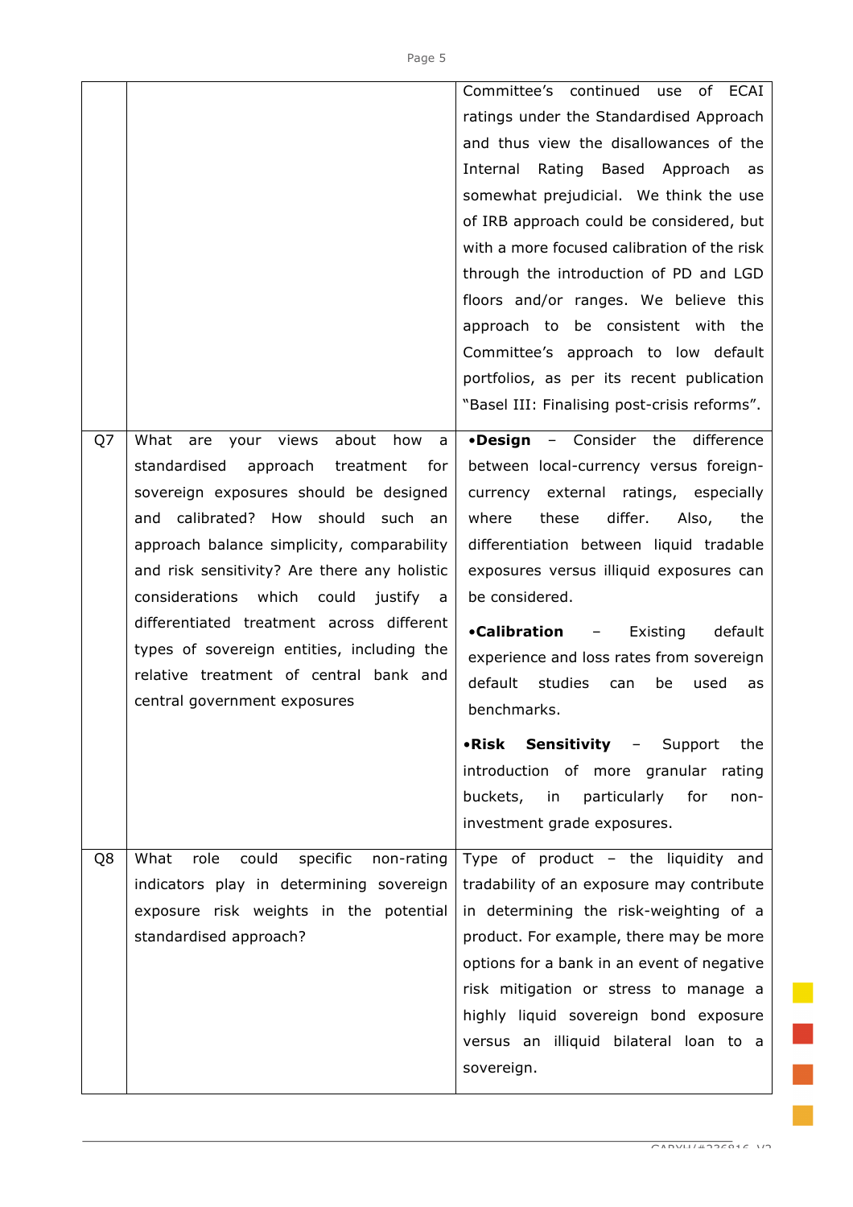| | | |
|---|---|---|
| | | Committee's continued use of ECAI ratings under the Standardised Approach and thus view the disallowances of the Internal Rating Based Approach as somewhat prejudicial. We think the use of IRB approach could be considered, but with a more focused calibration of the risk through the introduction of PD and LGD floors and/or ranges. We believe this approach to be consistent with the Committee's approach to low default portfolios, as per its recent publication "Basel III: Finalising post-crisis reforms". |
| Q7 | What are your views about how a standardised approach treatment for sovereign exposures should be designed and calibrated? How should such an approach balance simplicity, comparability and risk sensitivity? Are there any holistic considerations which could justify a differentiated treatment across different types of sovereign entities, including the relative treatment of central bank and central government exposures | •**Design** – Consider the difference between local-currency versus foreign-currency external ratings, especially where these differ. Also, the differentiation between liquid tradable exposures versus illiquid exposures can be considered.<br><br>•**Calibration** – Existing default experience and loss rates from sovereign default studies can be used as benchmarks.<br><br>•**Risk Sensitivity** – Support the introduction of more granular rating buckets, in particularly for non-investment grade exposures. |
| Q8 | What role could specific non-rating indicators play in determining sovereign exposure risk weights in the potential standardised approach? | Type of product – the liquidity and tradability of an exposure may contribute in determining the risk-weighting of a product. For example, there may be more options for a bank in an event of negative risk mitigation or stress to manage a highly liquid sovereign bond exposure versus an illiquid bilateral loan to a sovereign. |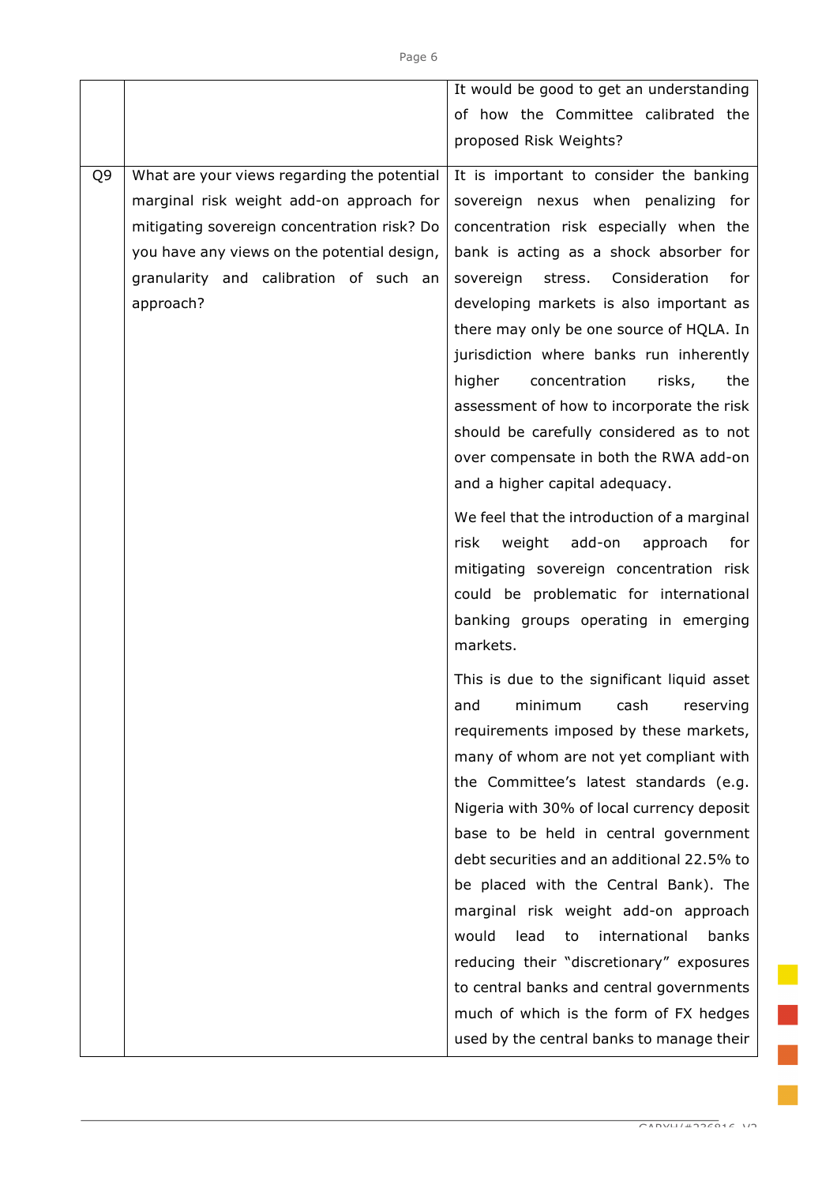| | | |
|---|---|---|
| | | It would be good to get an understanding of how the Committee calibrated the proposed Risk Weights? |
| Q9 | What are your views regarding the potential marginal risk weight add-on approach for mitigating sovereign concentration risk? Do you have any views on the potential design, granularity and calibration of such an approach? | It is important to consider the banking sovereign nexus when penalizing for concentration risk especially when the bank is acting as a shock absorber for sovereign stress. Consideration for developing markets is also important as there may only be one source of HQLA. In jurisdiction where banks run inherently higher concentration risks, the assessment of how to incorporate the risk should be carefully considered as to not over compensate in both the RWA add-on and a higher capital adequacy.<br><br>We feel that the introduction of a marginal risk weight add-on approach for mitigating sovereign concentration risk could be problematic for international banking groups operating in emerging markets.<br><br>This is due to the significant liquid asset and minimum cash reserving requirements imposed by these markets, many of whom are not yet compliant with the Committee's latest standards (e.g. Nigeria with 30% of local currency deposit base to be held in central government debt securities and an additional 22.5% to be placed with the Central Bank). The marginal risk weight add-on approach would lead to international banks reducing their "discretionary" exposures to central banks and central governments much of which is the form of FX hedges used by the central banks to manage their |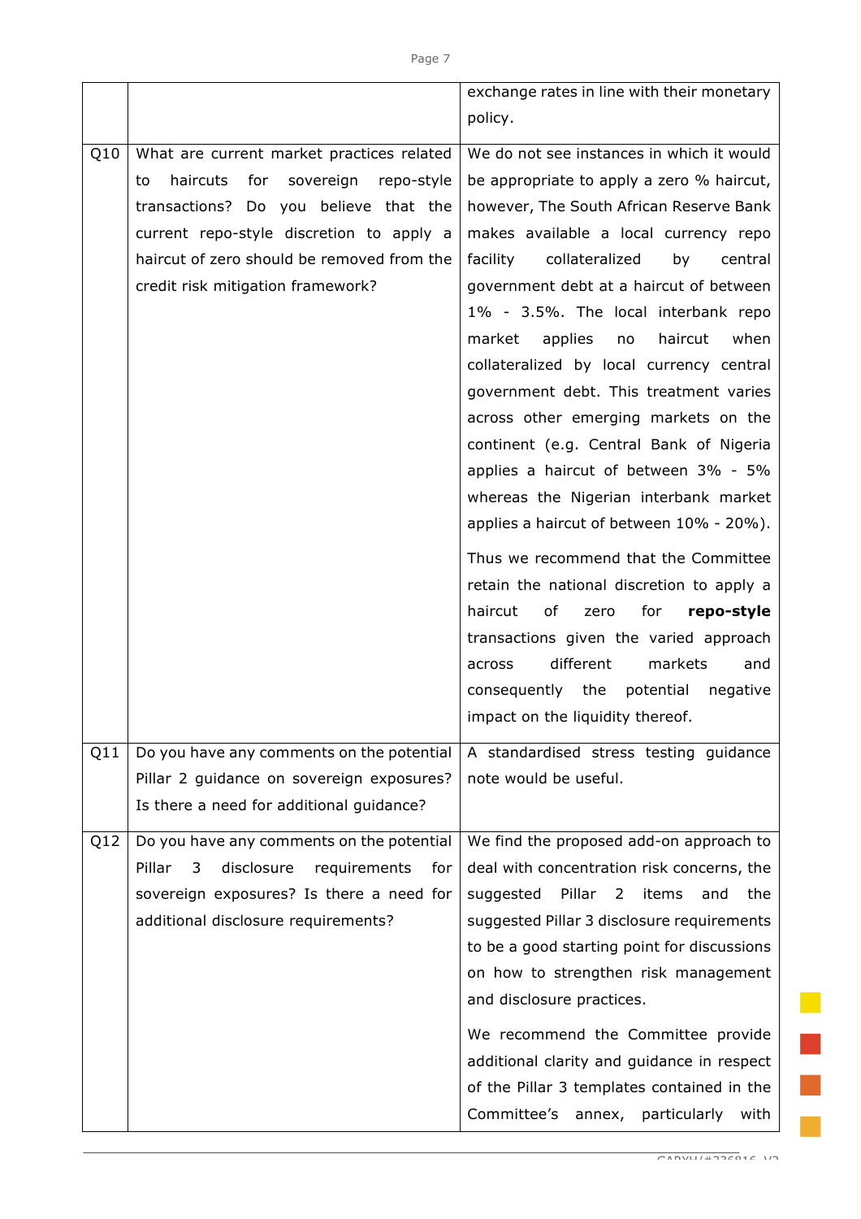| | | |
|---|---|---|
| | | exchange rates in line with their monetary policy. |
| Q10 | What are current market practices related to haircuts for sovereign repo-style transactions? Do you believe that the current repo-style discretion to apply a haircut of zero should be removed from the credit risk mitigation framework? | We do not see instances in which it would be appropriate to apply a zero % haircut, however, The South African Reserve Bank makes available a local currency repo facility collateralized by central government debt at a haircut of between 1% - 3.5%. The local interbank repo market applies no haircut when collateralized by local currency central government debt. This treatment varies across other emerging markets on the continent (e.g. Central Bank of Nigeria applies a haircut of between 3% - 5% whereas the Nigerian interbank market applies a haircut of between 10% - 20%).<br><br>Thus we recommend that the Committee retain the national discretion to apply a haircut of zero for **repo-style** transactions given the varied approach across different markets and consequently the potential negative impact on the liquidity thereof. |
| Q11 | Do you have any comments on the potential Pillar 2 guidance on sovereign exposures? Is there a need for additional guidance? | A standardised stress testing guidance note would be useful. |
| Q12 | Do you have any comments on the potential Pillar 3 disclosure requirements for sovereign exposures? Is there a need for additional disclosure requirements? | We find the proposed add-on approach to deal with concentration risk concerns, the suggested Pillar 2 items and the suggested Pillar 3 disclosure requirements to be a good starting point for discussions on how to strengthen risk management and disclosure practices.<br><br>We recommend the Committee provide additional clarity and guidance in respect of the Pillar 3 templates contained in the Committee's annex, particularly with |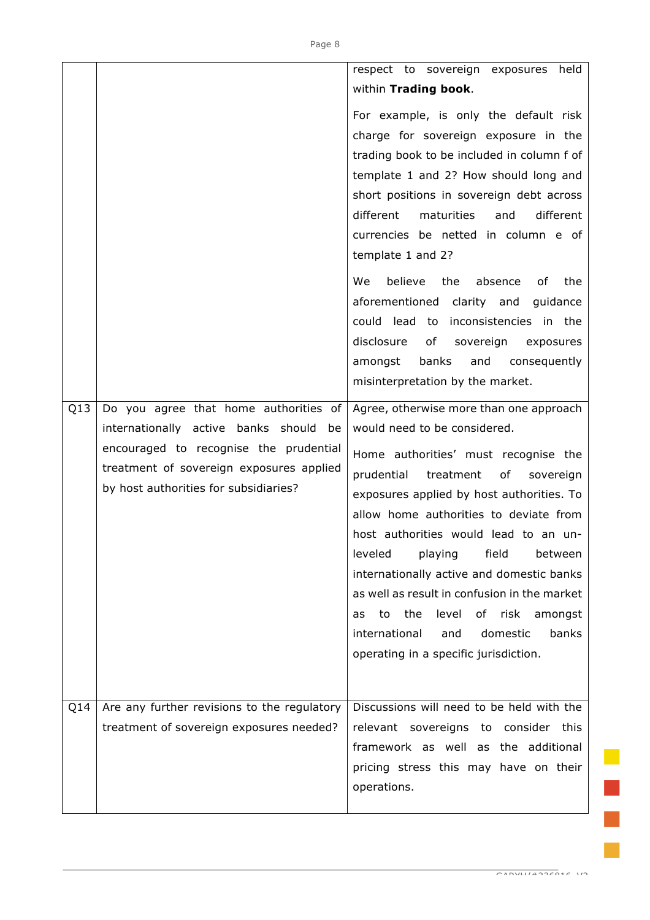| | | |
|---|---|---|
| | | respect to sovereign exposures held within **Trading book**.<br><br>For example, is only the default risk charge for sovereign exposure in the trading book to be included in column f of template 1 and 2? How should long and short positions in sovereign debt across different maturities and different currencies be netted in column e of template 1 and 2?<br><br>We believe the absence of the aforementioned clarity and guidance could lead to inconsistencies in the disclosure of sovereign exposures amongst banks and consequently misinterpretation by the market. |
| Q13 | Do you agree that home authorities of internationally active banks should be encouraged to recognise the prudential treatment of sovereign exposures applied by host authorities for subsidiaries? | Agree, otherwise more than one approach would need to be considered.<br><br>Home authorities' must recognise the prudential treatment of sovereign exposures applied by host authorities. To allow home authorities to deviate from host authorities would lead to an un-leveled playing field between internationally active and domestic banks as well as result in confusion in the market as to the level of risk amongst international and domestic banks operating in a specific jurisdiction. |
| Q14 | Are any further revisions to the regulatory treatment of sovereign exposures needed? | Discussions will need to be held with the relevant sovereigns to consider this framework as well as the additional pricing stress this may have on their operations. |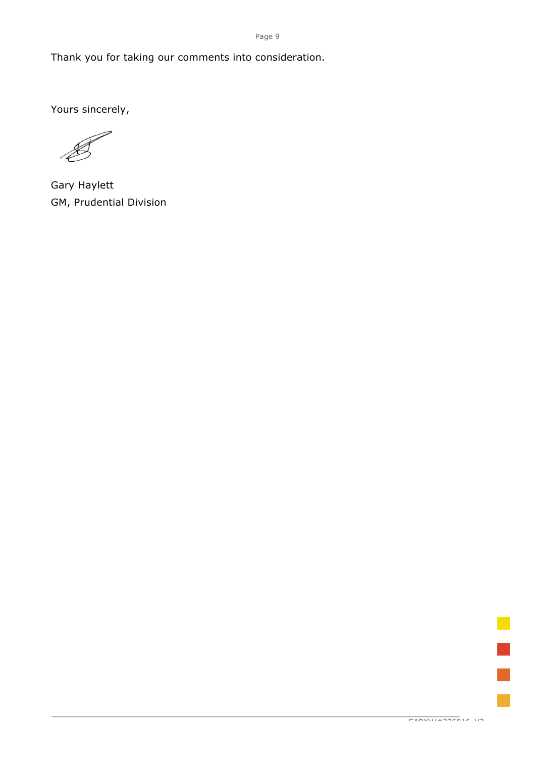Thank you for taking our comments into consideration.

Yours sincerely,

Gary Haylett
GM, Prudential Division